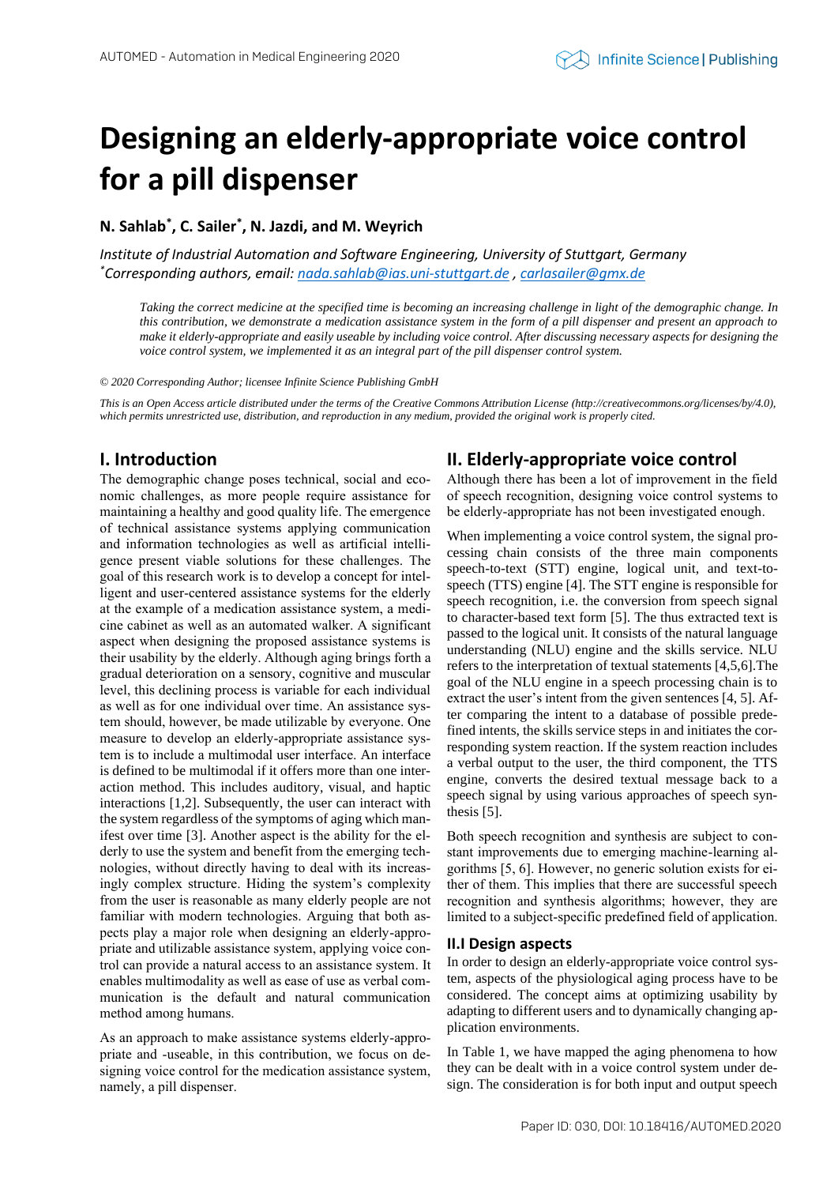# Designing an elderly-appropriate voice control for a pill dispenser

**N. Sahlab[\*], C. Sailer[\*], N. Jazdi, and M. Weyrich**

*Institute of Industrial Automation and Software Engineering, University of Stuttgart, Germany*
*[\*]Corresponding authors, email: nada.sahlab@ias.uni-stuttgart.de , carlasailer@gmx.de*

*Taking the correct medicine at the specified time is becoming an increasing challenge in light of the demographic change. In this contribution, we demonstrate a medication assistance system in the form of a pill dispenser and present an approach to make it elderly-appropriate and easily useable by including voice control. After discussing necessary aspects for designing the voice control system, we implemented it as an integral part of the pill dispenser control system.*

*© 2020 Corresponding Author; licensee Infinite Science Publishing GmbH*

*This is an Open Access article distributed under the terms of the Creative Commons Attribution License (http://creativecommons.org/licenses/by/4.0), which permits unrestricted use, distribution, and reproduction in any medium, provided the original work is properly cited.*

## I. Introduction

The demographic change poses technical, social and economic challenges, as more people require assistance for maintaining a healthy and good quality life. The emergence of technical assistance systems applying communication and information technologies as well as artificial intelligence present viable solutions for these challenges. The goal of this research work is to develop a concept for intelligent and user-centered assistance systems for the elderly at the example of a medication assistance system, a medicine cabinet as well as an automated walker. A significant aspect when designing the proposed assistance systems is their usability by the elderly. Although aging brings forth a gradual deterioration on a sensory, cognitive and muscular level, this declining process is variable for each individual as well as for one individual over time. An assistance system should, however, be made utilizable by everyone. One measure to develop an elderly-appropriate assistance system is to include a multimodal user interface. An interface is defined to be multimodal if it offers more than one interaction method. This includes auditory, visual, and haptic interactions [1,2]. Subsequently, the user can interact with the system regardless of the symptoms of aging which manifest over time [3]. Another aspect is the ability for the elderly to use the system and benefit from the emerging technologies, without directly having to deal with its increasingly complex structure. Hiding the system's complexity from the user is reasonable as many elderly people are not familiar with modern technologies. Arguing that both aspects play a major role when designing an elderly-appropriate and utilizable assistance system, applying voice control can provide a natural access to an assistance system. It enables multimodality as well as ease of use as verbal communication is the default and natural communication method among humans.

As an approach to make assistance systems elderly-appropriate and -useable, in this contribution, we focus on designing voice control for the medication assistance system, namely, a pill dispenser.

## II. Elderly-appropriate voice control

Although there has been a lot of improvement in the field of speech recognition, designing voice control systems to be elderly-appropriate has not been investigated enough.

When implementing a voice control system, the signal processing chain consists of the three main components speech-to-text (STT) engine, logical unit, and text-to-speech (TTS) engine [4]. The STT engine is responsible for speech recognition, i.e. the conversion from speech signal to character-based text form [5]. The thus extracted text is passed to the logical unit. It consists of the natural language understanding (NLU) engine and the skills service. NLU refers to the interpretation of textual statements [4,5,6].The goal of the NLU engine in a speech processing chain is to extract the user's intent from the given sentences [4, 5]. After comparing the intent to a database of possible predefined intents, the skills service steps in and initiates the corresponding system reaction. If the system reaction includes a verbal output to the user, the third component, the TTS engine, converts the desired textual message back to a speech signal by using various approaches of speech synthesis [5].

Both speech recognition and synthesis are subject to constant improvements due to emerging machine-learning algorithms [5, 6]. However, no generic solution exists for either of them. This implies that there are successful speech recognition and synthesis algorithms; however, they are limited to a subject-specific predefined field of application.

### II.I Design aspects

In order to design an elderly-appropriate voice control system, aspects of the physiological aging process have to be considered. The concept aims at optimizing usability by adapting to different users and to dynamically changing application environments.

In Table 1, we have mapped the aging phenomena to how they can be dealt with in a voice control system under design. The consideration is for both input and output speech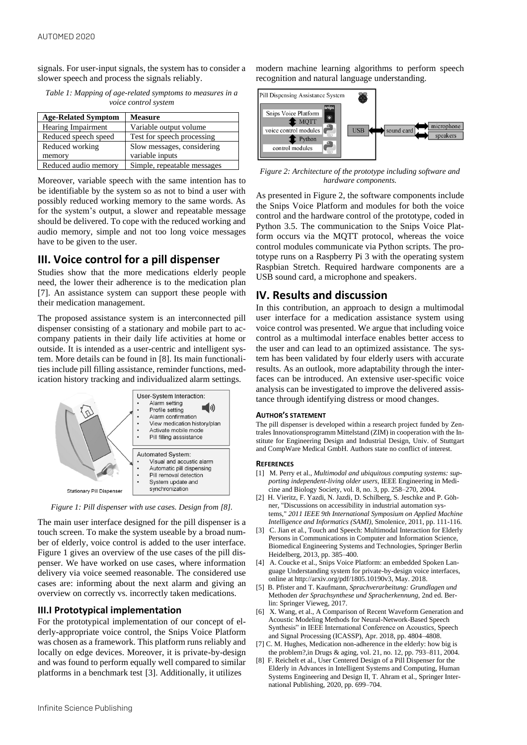signals. For user-input signals, the system has to consider a slower speech and process the signals reliably.

*Table 1: Mapping of age-related symptoms to measures in a voice control system*

| Age-Related Symptom | Measure |
| --- | --- |
| Hearing Impairment | Variable output volume |
| Reduced speech speed | Test for speech processing |
| Reduced working memory | Slow messages, considering variable inputs |
| Reduced audio memory | Simple, repeatable messages |

Moreover, variable speech with the same intention has to be identifiable by the system so as not to bind a user with possibly reduced working memory to the same words. As for the system's output, a slower and repeatable message should be delivered. To cope with the reduced working and audio memory, simple and not too long voice messages have to be given to the user.

## III. Voice control for a pill dispenser

Studies show that the more medications elderly people need, the lower their adherence is to the medication plan [7]. An assistance system can support these people with their medication management.

The proposed assistance system is an interconnected pill dispenser consisting of a stationary and mobile part to accompany patients in their daily life activities at home or outside. It is intended as a user-centric and intelligent system. More details can be found in [8]. Its main functionalities include pill filling assistance, reminder functions, medication history tracking and individualized alarm settings.

User-System Interaction:
- Alarm setting
- Profile setting
- Alarm confirmation
- View medication history/plan
- Activate mobile mode
- Pill filling asssistance

Automated System:
- Visual and acustic alarm
- Automatic pill dispensing
- Pill removal detection
- System update and synchronization

Stationary Pill Dispenser

*Figure 1: Pill dispenser with use cases. Design from [8].*

The main user interface designed for the pill dispenser is a touch screen. To make the system useable by a broad number of elderly, voice control is added to the user interface. Figure 1 gives an overview of the use cases of the pill dispenser. We have worked on use cases, where information delivery via voice seemed reasonable. The considered use cases are: informing about the next alarm and giving an overview on correctly vs. incorrectly taken medications.

### III.I Prototypical implementation

For the prototypical implementation of our concept of elderly-appropriate voice control, the Snips Voice Platform was chosen as a framework. This platform runs reliably and locally on edge devices. Moreover, it is private-by-design and was found to perform equally well compared to similar platforms in a benchmark test [3]. Additionally, it utilizes modern machine learning algorithms to perform speech recognition and natural language understanding.

Pill Dispensing Assistance System

Snips Voice Platform

MQTT

voice control modules

Python

control modules

USB

sound card

microphone

speakers

*Figure 2: Architecture of the prototype including software and hardware components.*

As presented in Figure 2, the software components include the Snips Voice Platform and modules for both the voice control and the hardware control of the prototype, coded in Python 3.5. The communication to the Snips Voice Platform occurs via the MQTT protocol, whereas the voice control modules communicate via Python scripts. The prototype runs on a Raspberry Pi 3 with the operating system Raspbian Stretch. Required hardware components are a USB sound card, a microphone and speakers.

## IV. Results and discussion

In this contribution, an approach to design a multimodal user interface for a medication assistance system using voice control was presented. We argue that including voice control as a multimodal interface enables better access to the user and can lead to an optimized assistance. The system has been validated by four elderly users with accurate results. As an outlook, more adaptability through the interfaces can be introduced. An extensive user-specific voice analysis can be investigated to improve the delivered assistance through identifying distress or mood changes.

#### AUTHOR'S STATEMENT

The pill dispenser is developed within a research project funded by Zentrales Innovationsprogramm Mittelstand (ZIM) in cooperation with the Institute for Engineering Design and Industrial Design, Univ. of Stuttgart and CompWare Medical GmbH. Authors state no conflict of interest.

#### REFERENCES

[1] M. Perry et al., *Multimodal and ubiquitous computing systems: supporting independent-living older users,* IEEE Engineering in Medicine and Biology Society, vol. 8, no. 3, pp. 258–270, 2004.

[2] H. Vieritz, F. Yazdi, N. Jazdi, D. Schilberg, S. Jeschke and P. Göhner, "Discussions on accessibility in industrial automation systems," *2011 IEEE 9th International Symposium on Applied Machine Intelligence and Informatics (SAMI),* Smolenice, 2011, pp. 111-116.

[3] C. Jian et al., Touch and Speech: Multimodal Interaction for Elderly Persons in Communications in Computer and Information Science, Biomedical Engineering Systems and Technologies, Springer Berlin Heidelberg, 2013, pp. 385–400.

[4] A. Coucke et al., Snips Voice Platform: an embedded Spoken Language Understanding system for private-by-design voice interfaces, online at http://arxiv.org/pdf/1805.10190v3, May. 2018.

[5] B. Pfister and T. Kaufmann, *Sprachverarbeitung: Grundlagen und* Methoden *der Sprachsynthese und Spracherkennung,* 2nd ed. Berlin: Springer Vieweg, 2017.

[6] X. Wang, et al., A Comparison of Recent Waveform Generation and Acoustic Modeling Methods for Neural-Network-Based Speech Synthesis" in IEEE International Conference on Acoustics, Speech and Signal Processing (ICASSP), Apr. 2018, pp. 4804–4808.

[7] C. M. Hughes, Medication non-adherence in the elderly: how big is the problem?,in Drugs & aging, vol. 21, no. 12, pp. 793–811, 2004.

[8] F. Reichelt et al., User Centered Design of a Pill Dispenser for the Elderly in Advances in Intelligent Systems and Computing, Human Systems Engineering and Design II, T. Ahram et al., Springer International Publishing, 2020, pp. 699–704.